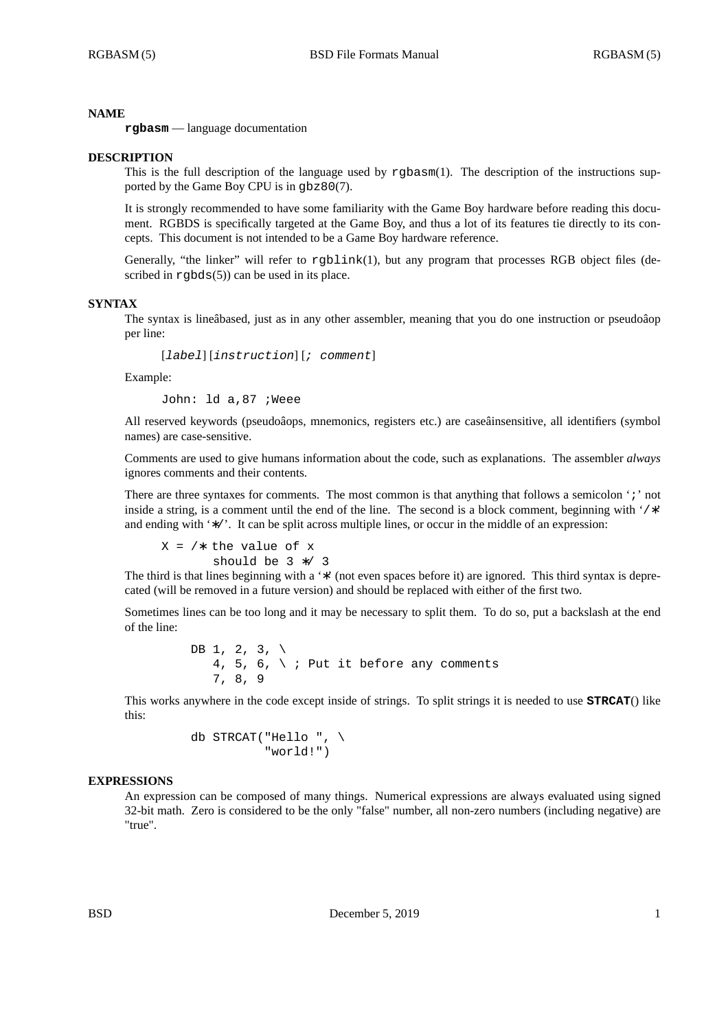## NAME

**rgbasm** — language documentation

## DESCRIPTION

This is the full description of the language used by rgbasm(1). The description of the instructions supported by the Game Boy CPU is in gbz80(7).

It is strongly recommended to have some familiarity with the Game Boy hardware before reading this document. RGBDS is specifically targeted at the Game Boy, and thus a lot of its features tie directly to its concepts. This document is not intended to be a Game Boy hardware reference.

Generally, "the linker" will refer to rgblink(1), but any program that processes RGB object files (described in rgbds(5)) can be used in its place.

## SYNTAX

The syntax is line‐based, just as in any other assembler, meaning that you do one instruction or pseudo‐op per line:

```
[label] [instruction] [; comment]
```

Example:

```
John: ld a,87 ;Weee
```

All reserved keywords (pseudo‐ops, mnemonics, registers etc.) are case‐insensitive, all identifiers (symbol names) are case-sensitive.

Comments are used to give humans information about the code, such as explanations. The assembler *always* ignores comments and their contents.

There are three syntaxes for comments. The most common is that anything that follows a semicolon ';' not inside a string, is a comment until the end of the line. The second is a block comment, beginning with '/*' and ending with '*/'. It can be split across multiple lines, or occur in the middle of an expression:

```
X = /* the value of x
       should be 3 */ 3
```

The third is that lines beginning with a '*' (not even spaces before it) are ignored. This third syntax is deprecated (will be removed in a future version) and should be replaced with either of the first two.

Sometimes lines can be too long and it may be necessary to split them. To do so, put a backslash at the end of the line:

```
DB 1, 2, 3, \
   4, 5, 6, \ ; Put it before any comments
   7, 8, 9
```

This works anywhere in the code except inside of strings. To split strings it is needed to use **STRCAT**() like this:

```
db STRCAT("Hello ", \
          "world!")
```

## EXPRESSIONS

An expression can be composed of many things. Numerical expressions are always evaluated using signed 32-bit math. Zero is considered to be the only "false" number, all non-zero numbers (including negative) are "true".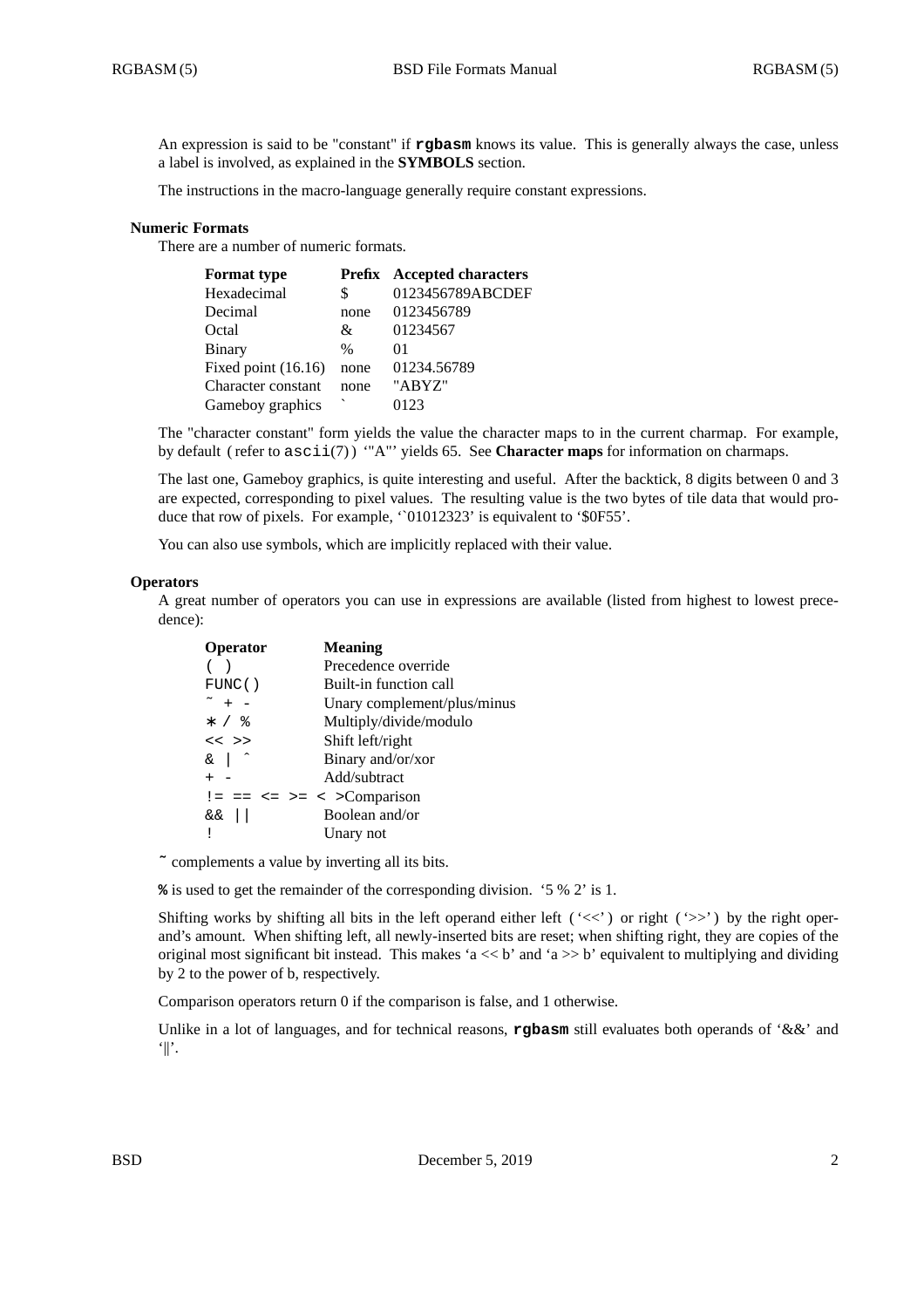An expression is said to be "constant" if **rgbasm** knows its value. This is generally always the case, unless a label is involved, as explained in the **SYMBOLS** section.

The instructions in the macro-language generally require constant expressions.

### Numeric Formats

There are a number of numeric formats.

| Format type | Prefix | Accepted characters |
|---|---|---|
| Hexadecimal | $ | 0123456789ABCDEF |
| Decimal | none | 0123456789 |
| Octal | & | 01234567 |
| Binary | % | 01 |
| Fixed point (16.16) | none | 01234.56789 |
| Character constant | none | "ABYZ" |
| Gameboy graphics | ` | 0123 |

The "character constant" form yields the value the character maps to in the current charmap. For example, by default (refer to `ascii`(7)) '"A"' yields 65. See **Character maps** for information on charmaps.

The last one, Gameboy graphics, is quite interesting and useful. After the backtick, 8 digits between 0 and 3 are expected, corresponding to pixel values. The resulting value is the two bytes of tile data that would produce that row of pixels. For example, '`01012323' is equivalent to '$0F55'.

You can also use symbols, which are implicitly replaced with their value.

### Operators

A great number of operators you can use in expressions are available (listed from highest to lowest precedence):

| Operator | Meaning |
|---|---|
| `( )` | Precedence override |
| `FUNC()` | Built-in function call |
| `~ + -` | Unary complement/plus/minus |
| `* / %` | Multiply/divide/modulo |
| `<< >>` | Shift left/right |
| `& \| ^` | Binary and/or/xor |
| `+ -` | Add/subtract |
| `!= == <= >= < >` | Comparison |
| `&& \|\|` | Boolean and/or |
| `!` | Unary not |

**~** complements a value by inverting all its bits.

**%** is used to get the remainder of the corresponding division. '5 % 2' is 1.

Shifting works by shifting all bits in the left operand either left ('<<') or right ('>>') by the right operand's amount. When shifting left, all newly-inserted bits are reset; when shifting right, they are copies of the original most significant bit instead. This makes 'a << b' and 'a >> b' equivalent to multiplying and dividing by 2 to the power of b, respectively.

Comparison operators return 0 if the comparison is false, and 1 otherwise.

Unlike in a lot of languages, and for technical reasons, **rgbasm** still evaluates both operands of '&&' and '||'.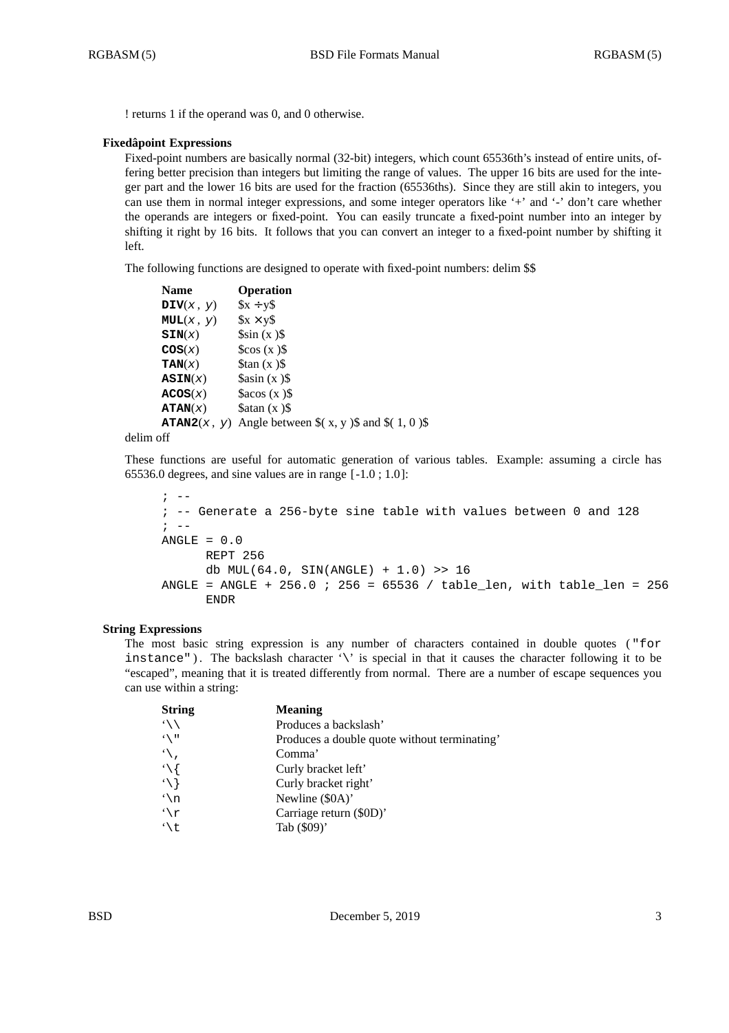! returns 1 if the operand was 0, and 0 otherwise.

### Fixedâpoint Expressions

Fixed-point numbers are basically normal (32-bit) integers, which count 65536th's instead of entire units, offering better precision than integers but limiting the range of values. The upper 16 bits are used for the integer part and the lower 16 bits are used for the fraction (65536ths). Since they are still akin to integers, you can use them in normal integer expressions, and some integer operators like '+' and '-' don't care whether the operands are integers or fixed-point. You can easily truncate a fixed-point number into an integer by shifting it right by 16 bits. It follows that you can convert an integer to a fixed-point number by shifting it left.

The following functions are designed to operate with fixed-point numbers: delim $$

| Name | Operation |
|---|---|
| **DIV**(*x*, *y*) | $x ÷ y$ |
| **MUL**(*x*, *y*) | $x × y$ |
| **SIN**(*x*) | $sin (x )$ |
| **COS**(*x*) | $cos (x )$ |
| **TAN**(*x*) | $tan (x )$ |
| **ASIN**(*x*) | $asin (x )$ |
| **ACOS**(*x*) | $acos (x )$ |
| **ATAN**(*x*) | $atan (x )$ |
| **ATAN2**(*x*, *y*) | Angle between $( x, y )$ and $( 1, 0 )$ |

delim off

These functions are useful for automatic generation of various tables. Example: assuming a circle has 65536.0 degrees, and sine values are in range [-1.0 ; 1.0]:

```
; --
; -- Generate a 256-byte sine table with values between 0 and 128
; --
ANGLE = 0.0
      REPT 256
      db MUL(64.0, SIN(ANGLE) + 1.0) >> 16
ANGLE = ANGLE + 256.0 ; 256 = 65536 / table_len, with table_len = 256
      ENDR
```

### String Expressions

The most basic string expression is any number of characters contained in double quotes (`"for instance"`). The backslash character '\' is special in that it causes the character following it to be "escaped", meaning that it is treated differently from normal. There are a number of escape sequences you can use within a string:

| String | Meaning |
|---|---|
| '`\\` | Produces a backslash' |
| '`\"` | Produces a double quote without terminating' |
| '`\,` | Comma' |
| '`\{` | Curly bracket left' |
| '`\}` | Curly bracket right' |
| '`\n` | Newline ($0A)' |
| '`\r` | Carriage return ($0D)' |
| '`\t` | Tab ($09)' |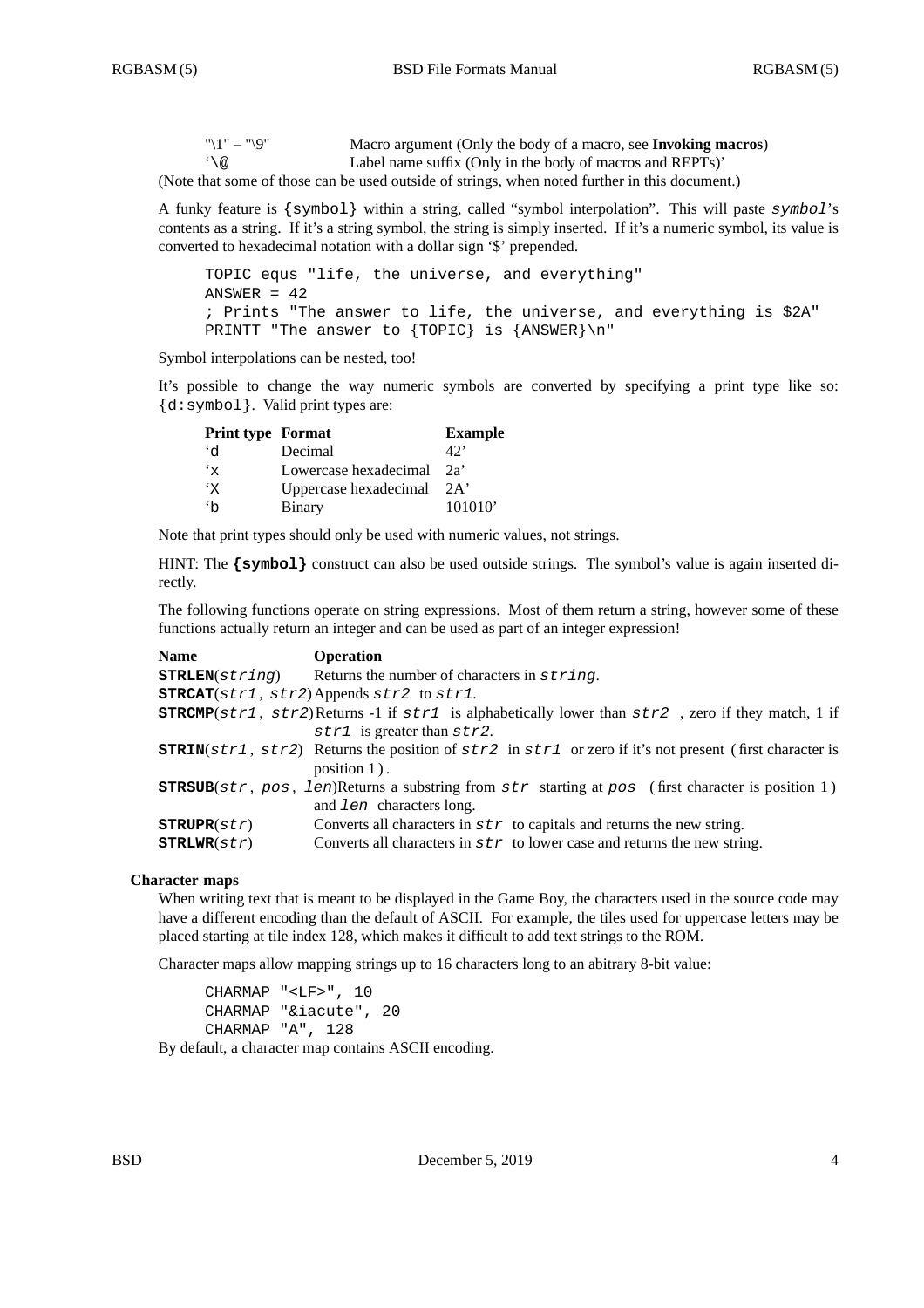| | |
|---|---|
| "\1" – "\9" | Macro argument (Only the body of a macro, see **Invoking macros**) |
| '\@ | Label name suffix (Only in the body of macros and REPTs)' |

(Note that some of those can be used outside of strings, when noted further in this document.)

A funky feature is `{symbol}` within a string, called "symbol interpolation". This will paste *symbol*'s contents as a string. If it's a string symbol, the string is simply inserted. If it's a numeric symbol, its value is converted to hexadecimal notation with a dollar sign '$' prepended.

```
TOPIC equs "life, the universe, and everything"
ANSWER = 42
; Prints "The answer to life, the universe, and everything is $2A"
PRINTT "The answer to {TOPIC} is {ANSWER}\n"
```

Symbol interpolations can be nested, too!

It's possible to change the way numeric symbols are converted by specifying a print type like so: `{d:symbol}`. Valid print types are:

| Print type | Format | Example |
|---|---|---|
| 'd | Decimal | 42' |
| 'x | Lowercase hexadecimal | 2a' |
| 'X | Uppercase hexadecimal | 2A' |
| 'b | Binary | 101010' |

Note that print types should only be used with numeric values, not strings.

HINT: The **{symbol}** construct can also be used outside strings. The symbol's value is again inserted directly.

The following functions operate on string expressions. Most of them return a string, however some of these functions actually return an integer and can be used as part of an integer expression!

| Name | Operation |
|---|---|
| **STRLEN**(*string*) | Returns the number of characters in *string*. |
| **STRCAT**(*str1*, *str2*) | Appends *str2* to *str1*. |
| **STRCMP**(*str1*, *str2*) | Returns -1 if *str1* is alphabetically lower than *str2* , zero if they match, 1 if *str1* is greater than *str2*. |
| **STRIN**(*str1*, *str2*) | Returns the position of *str2* in *str1* or zero if it's not present ( first character is position 1 ) . |
| **STRSUB**(*str*, *pos*, *len*) | Returns a substring from *str* starting at *pos* ( first character is position 1 ) and *len* characters long. |
| **STRUPR**(*str*) | Converts all characters in *str* to capitals and returns the new string. |
| **STRLWR**(*str*) | Converts all characters in *str* to lower case and returns the new string. |

### Character maps

When writing text that is meant to be displayed in the Game Boy, the characters used in the source code may have a different encoding than the default of ASCII. For example, the tiles used for uppercase letters may be placed starting at tile index 128, which makes it difficult to add text strings to the ROM.

Character maps allow mapping strings up to 16 characters long to an abitrary 8-bit value:

```
CHARMAP "<LF>", 10
CHARMAP "&iacute", 20
CHARMAP "A", 128
```

By default, a character map contains ASCII encoding.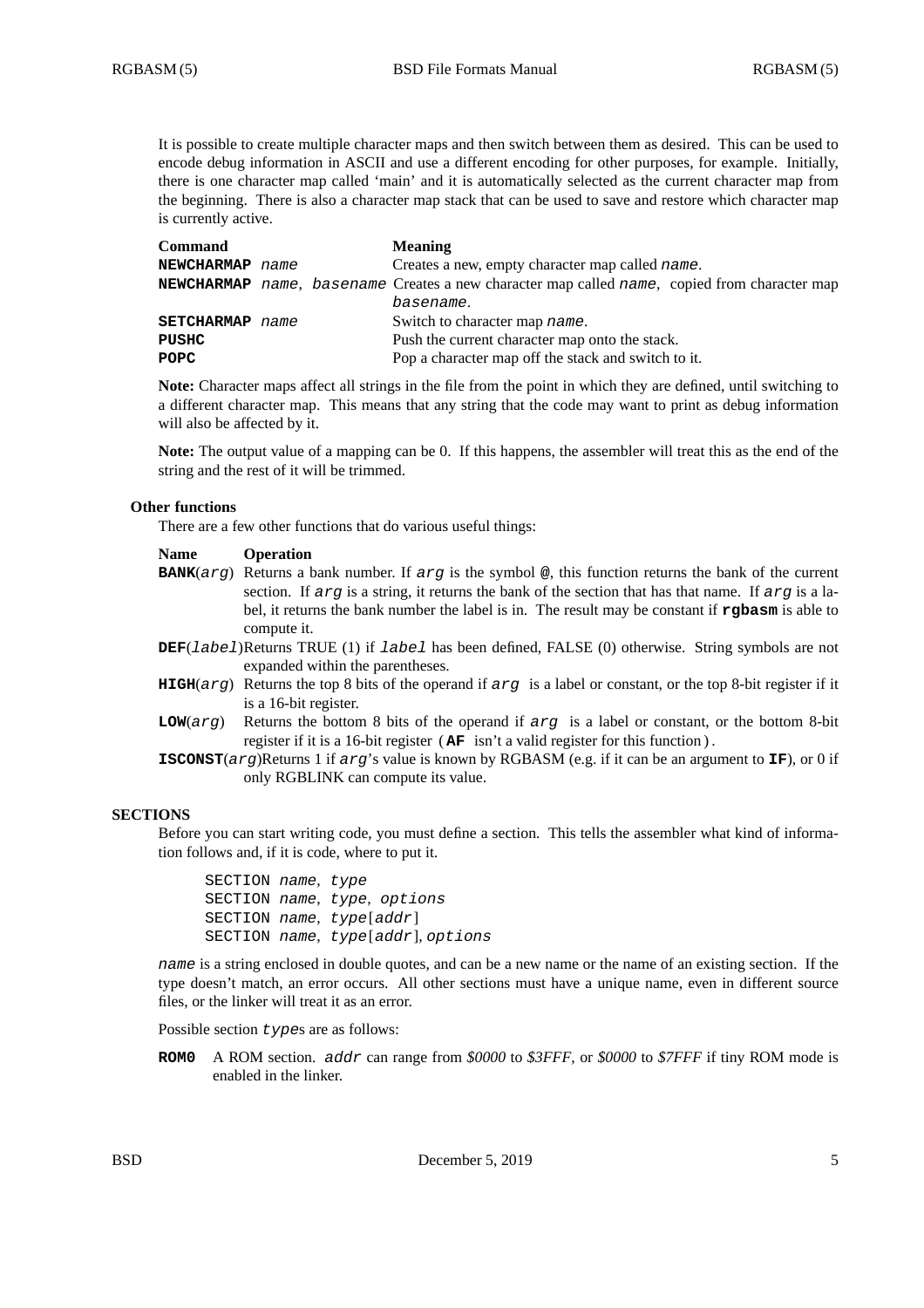It is possible to create multiple character maps and then switch between them as desired. This can be used to encode debug information in ASCII and use a different encoding for other purposes, for example. Initially, there is one character map called 'main' and it is automatically selected as the current character map from the beginning. There is also a character map stack that can be used to save and restore which character map is currently active.

| Command | Meaning |
|---|---|
| **NEWCHARMAP** *name* | Creates a new, empty character map called *name*. |
| **NEWCHARMAP** *name*, *basename* | Creates a new character map called *name*, copied from character map *basename*. |
| **SETCHARMAP** *name* | Switch to character map *name*. |
| **PUSHC** | Push the current character map onto the stack. |
| **POPC** | Pop a character map off the stack and switch to it. |

**Note:** Character maps affect all strings in the file from the point in which they are defined, until switching to a different character map. This means that any string that the code may want to print as debug information will also be affected by it.

**Note:** The output value of a mapping can be 0. If this happens, the assembler will treat this as the end of the string and the rest of it will be trimmed.

### Other functions

There are a few other functions that do various useful things:

| Name | Operation |
|---|---|
| **BANK**(*arg*) | Returns a bank number. If *arg* is the symbol **@**, this function returns the bank of the current section. If *arg* is a string, it returns the bank of the section that has that name. If *arg* is a label, it returns the bank number the label is in. The result may be constant if **rgbasm** is able to compute it. |
| **DEF**(*label*) | Returns TRUE (1) if *label* has been defined, FALSE (0) otherwise. String symbols are not expanded within the parentheses. |
| **HIGH**(*arg*) | Returns the top 8 bits of the operand if *arg* is a label or constant, or the top 8-bit register if it is a 16-bit register. |
| **LOW**(*arg*) | Returns the bottom 8 bits of the operand if *arg* is a label or constant, or the bottom 8-bit register if it is a 16-bit register ( **AF** isn't a valid register for this function ). |
| **ISCONST**(*arg*) | Returns 1 if *arg*'s value is known by RGBASM (e.g. if it can be an argument to **IF**), or 0 if only RGBLINK can compute its value. |

## SECTIONS

Before you can start writing code, you must define a section. This tells the assembler what kind of information follows and, if it is code, where to put it.

```
SECTION name, type
SECTION name, type, options
SECTION name, type[addr]
SECTION name, type[addr], options
```

*name* is a string enclosed in double quotes, and can be a new name or the name of an existing section. If the type doesn't match, an error occurs. All other sections must have a unique name, even in different source files, or the linker will treat it as an error.

Possible section *type*s are as follows:

**ROM0** A ROM section. *addr* can range from *$0000* to *$3FFF*, or *$0000* to *$7FFF* if tiny ROM mode is enabled in the linker.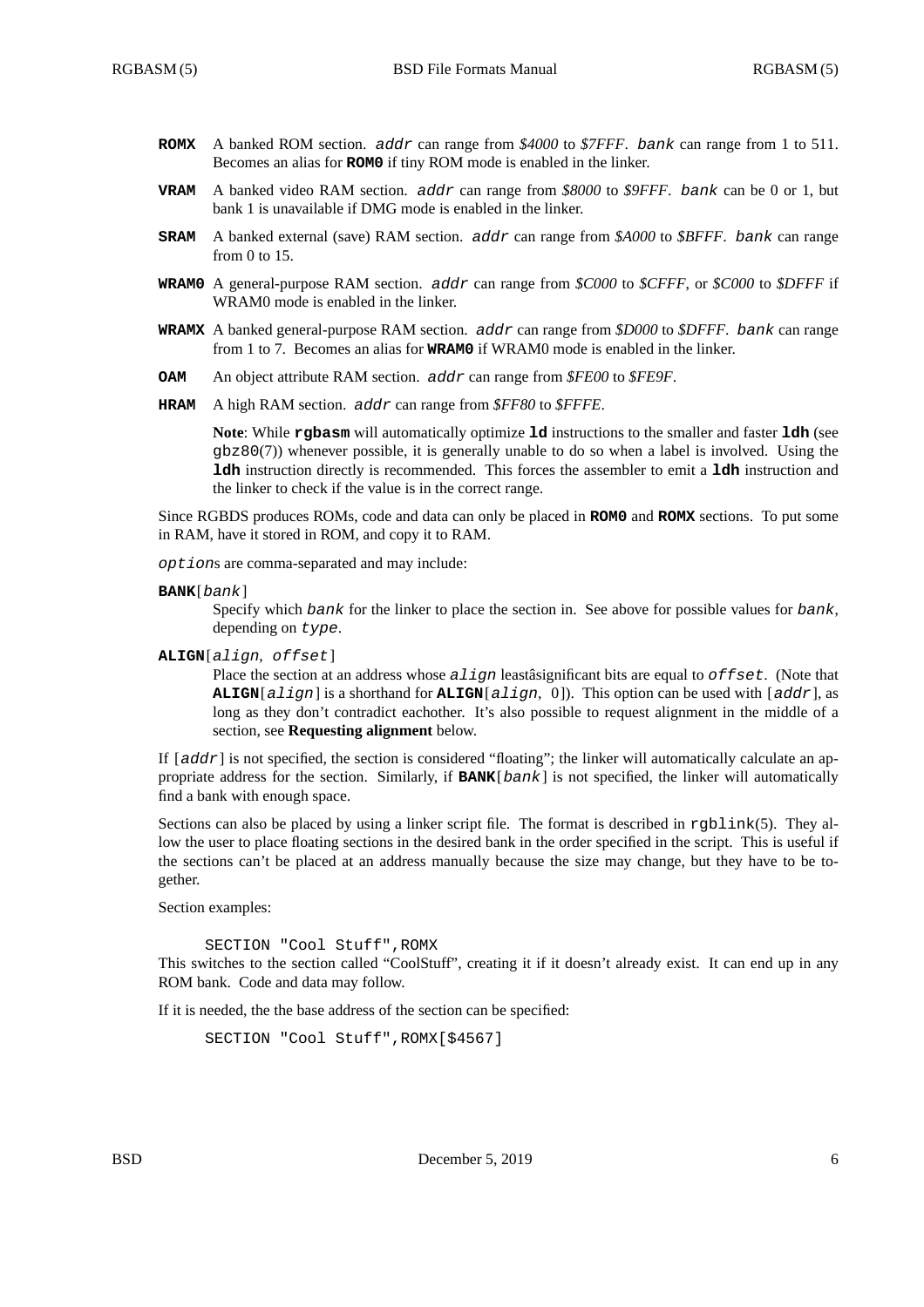**ROMX** A banked ROM section. *addr* can range from *$4000* to *$7FFF*. *bank* can range from 1 to 511. Becomes an alias for **ROM0** if tiny ROM mode is enabled in the linker.

**VRAM** A banked video RAM section. *addr* can range from *$8000* to *$9FFF*. *bank* can be 0 or 1, but bank 1 is unavailable if DMG mode is enabled in the linker.

**SRAM** A banked external (save) RAM section. *addr* can range from *$A000* to *$BFFF*. *bank* can range from 0 to 15.

**WRAM0** A general-purpose RAM section. *addr* can range from *$C000* to *$CFFF*, or *$C000* to *$DFFF* if WRAM0 mode is enabled in the linker.

**WRAMX** A banked general-purpose RAM section. *addr* can range from *$D000* to *$DFFF*. *bank* can range from 1 to 7. Becomes an alias for **WRAM0** if WRAM0 mode is enabled in the linker.

**OAM** An object attribute RAM section. *addr* can range from *$FE00* to *$FE9F*.

**HRAM** A high RAM section. *addr* can range from *$FF80* to *$FFFE*.

> **Note**: While **rgbasm** will automatically optimize **ld** instructions to the smaller and faster **ldh** (see gbz80(7)) whenever possible, it is generally unable to do so when a label is involved. Using the **ldh** instruction directly is recommended. This forces the assembler to emit a **ldh** instruction and the linker to check if the value is in the correct range.

Since RGBDS produces ROMs, code and data can only be placed in **ROM0** and **ROMX** sections. To put some in RAM, have it stored in ROM, and copy it to RAM.

*option*s are comma-separated and may include:

**BANK**[*bank*]
: Specify which *bank* for the linker to place the section in. See above for possible values for *bank*, depending on *type*.

**ALIGN**[*align*, *offset*]
: Place the section at an address whose *align* leastâsignificant bits are equal to *offset*. (Note that **ALIGN**[*align*] is a shorthand for **ALIGN**[*align*, 0]). This option can be used with [*addr*], as long as they don't contradict eachother. It's also possible to request alignment in the middle of a section, see **Requesting alignment** below.

If [*addr*] is not specified, the section is considered "floating"; the linker will automatically calculate an appropriate address for the section. Similarly, if **BANK**[*bank*] is not specified, the linker will automatically find a bank with enough space.

Sections can also be placed by using a linker script file. The format is described in rgblink(5). They allow the user to place floating sections in the desired bank in the order specified in the script. This is useful if the sections can't be placed at an address manually because the size may change, but they have to be together.

Section examples:

```
SECTION "Cool Stuff",ROMX
```

This switches to the section called "CoolStuff", creating it if it doesn't already exist. It can end up in any ROM bank. Code and data may follow.

If it is needed, the the base address of the section can be specified:

```
SECTION "Cool Stuff",ROMX[$4567]
```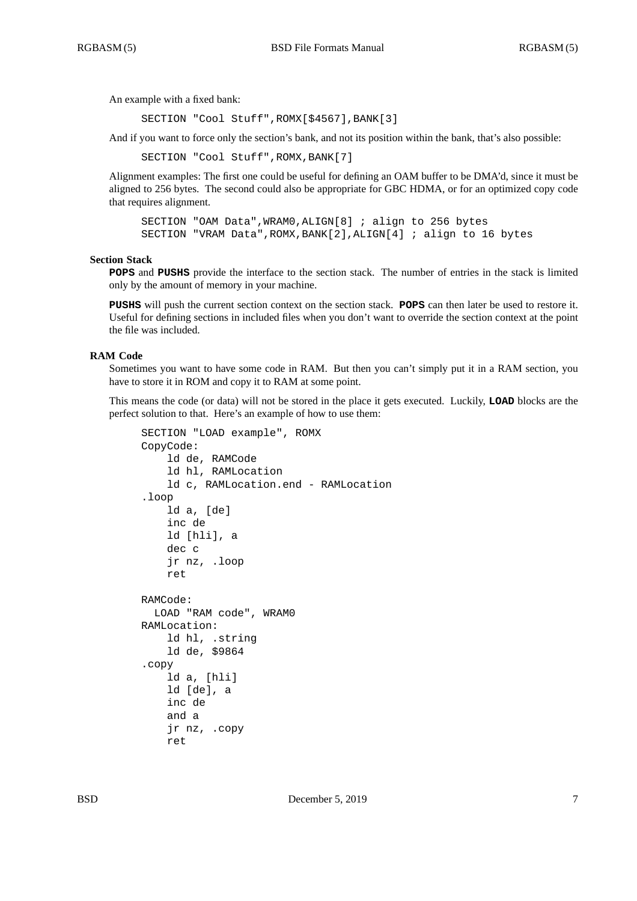An example with a fixed bank:

```
SECTION "Cool Stuff",ROMX[$4567],BANK[3]
```

And if you want to force only the section's bank, and not its position within the bank, that's also possible:

```
SECTION "Cool Stuff",ROMX,BANK[7]
```

Alignment examples: The first one could be useful for defining an OAM buffer to be DMA'd, since it must be aligned to 256 bytes. The second could also be appropriate for GBC HDMA, or for an optimized copy code that requires alignment.

```
SECTION "OAM Data",WRAM0,ALIGN[8] ; align to 256 bytes
SECTION "VRAM Data",ROMX,BANK[2],ALIGN[4] ; align to 16 bytes
```

### Section Stack

**POPS** and **PUSHS** provide the interface to the section stack. The number of entries in the stack is limited only by the amount of memory in your machine.

**PUSHS** will push the current section context on the section stack. **POPS** can then later be used to restore it. Useful for defining sections in included files when you don't want to override the section context at the point the file was included.

### RAM Code

Sometimes you want to have some code in RAM. But then you can't simply put it in a RAM section, you have to store it in ROM and copy it to RAM at some point.

This means the code (or data) will not be stored in the place it gets executed. Luckily, **LOAD** blocks are the perfect solution to that. Here's an example of how to use them:

```
SECTION "LOAD example", ROMX
CopyCode:
    ld de, RAMCode
    ld hl, RAMLocation
    ld c, RAMLocation.end - RAMLocation
.loop
    ld a, [de]
    inc de
    ld [hli], a
    dec c
    jr nz, .loop
    ret

RAMCode:
  LOAD "RAM code", WRAM0
RAMLocation:
    ld hl, .string
    ld de, $9864
.copy
    ld a, [hli]
    ld [de], a
    inc de
    and a
    jr nz, .copy
    ret
```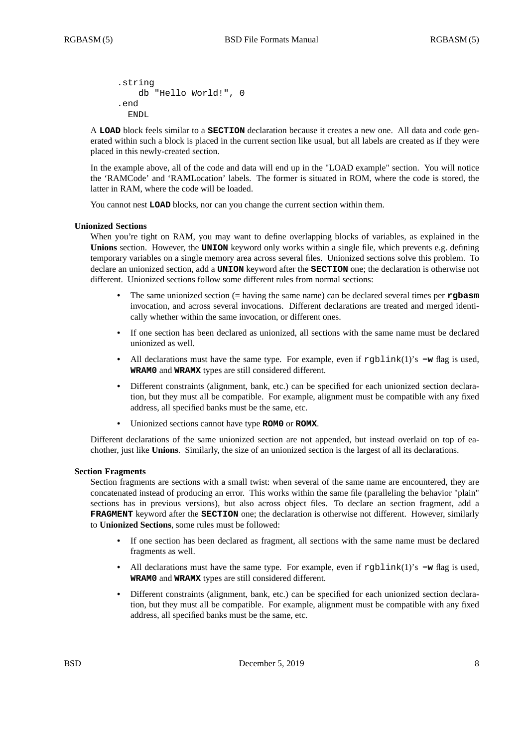```
.string
    db "Hello World!", 0
.end
  ENDL
```

A **LOAD** block feels similar to a **SECTION** declaration because it creates a new one. All data and code generated within such a block is placed in the current section like usual, but all labels are created as if they were placed in this newly-created section.

In the example above, all of the code and data will end up in the "LOAD example" section. You will notice the 'RAMCode' and 'RAMLocation' labels. The former is situated in ROM, where the code is stored, the latter in RAM, where the code will be loaded.

You cannot nest **LOAD** blocks, nor can you change the current section within them.

### Unionized Sections

When you're tight on RAM, you may want to define overlapping blocks of variables, as explained in the **Unions** section. However, the **UNION** keyword only works within a single file, which prevents e.g. defining temporary variables on a single memory area across several files. Unionized sections solve this problem. To declare an unionized section, add a **UNION** keyword after the **SECTION** one; the declaration is otherwise not different. Unionized sections follow some different rules from normal sections:

- The same unionized section (= having the same name) can be declared several times per **rgbasm** invocation, and across several invocations. Different declarations are treated and merged identically whether within the same invocation, or different ones.
- If one section has been declared as unionized, all sections with the same name must be declared unionized as well.
- All declarations must have the same type. For example, even if `rgblink`(1)'s **-w** flag is used, **WRAM0** and **WRAMX** types are still considered different.
- Different constraints (alignment, bank, etc.) can be specified for each unionized section declaration, but they must all be compatible. For example, alignment must be compatible with any fixed address, all specified banks must be the same, etc.
- Unionized sections cannot have type **ROM0** or **ROMX**.

Different declarations of the same unionized section are not appended, but instead overlaid on top of eachother, just like **Unions**. Similarly, the size of an unionized section is the largest of all its declarations.

### Section Fragments

Section fragments are sections with a small twist: when several of the same name are encountered, they are concatenated instead of producing an error. This works within the same file (paralleling the behavior "plain" sections has in previous versions), but also across object files. To declare an section fragment, add a **FRAGMENT** keyword after the **SECTION** one; the declaration is otherwise not different. However, similarly to **Unionized Sections**, some rules must be followed:

- If one section has been declared as fragment, all sections with the same name must be declared fragments as well.
- All declarations must have the same type. For example, even if `rgblink`(1)'s **-w** flag is used, **WRAM0** and **WRAMX** types are still considered different.
- Different constraints (alignment, bank, etc.) can be specified for each unionized section declaration, but they must all be compatible. For example, alignment must be compatible with any fixed address, all specified banks must be the same, etc.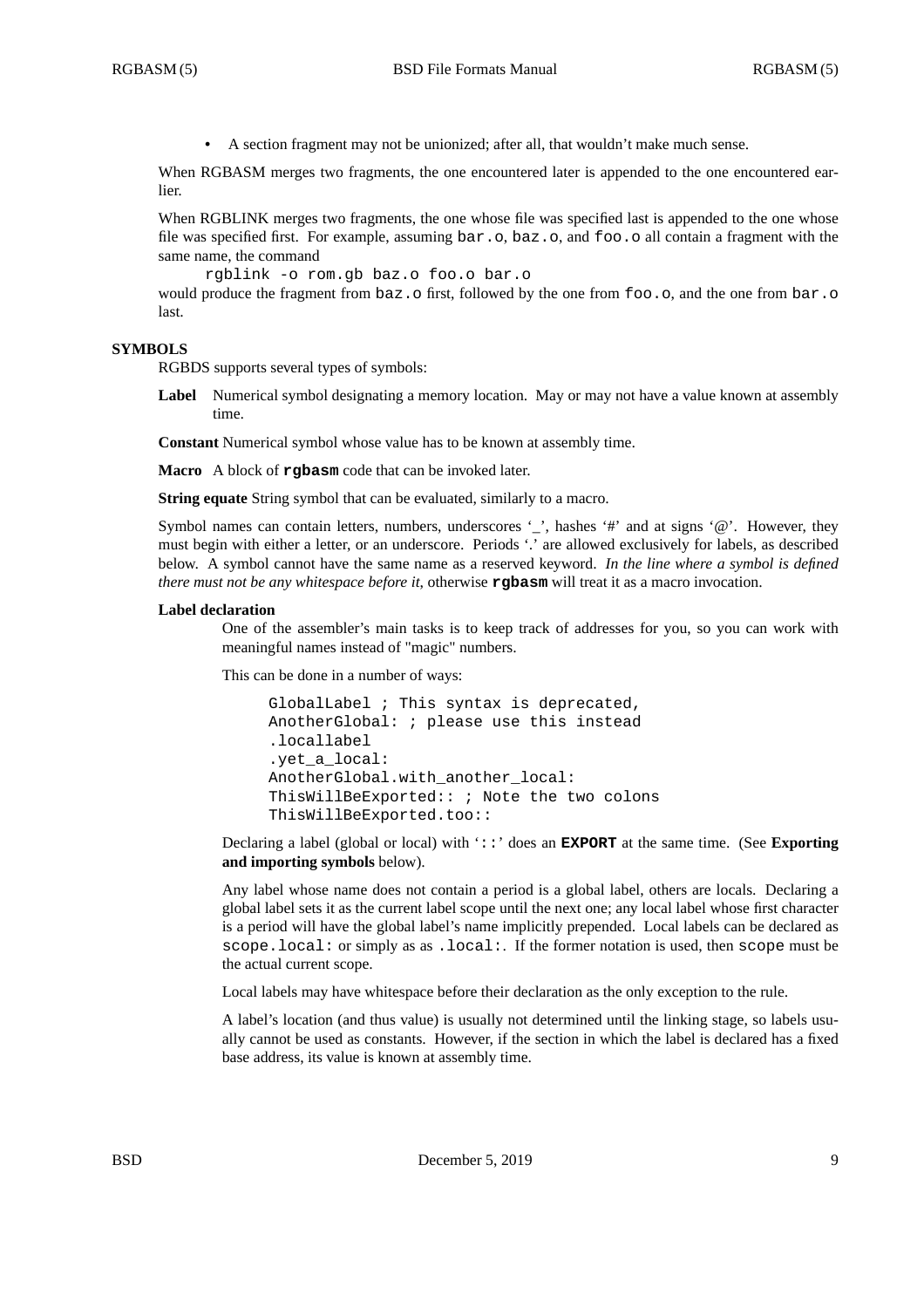- A section fragment may not be unionized; after all, that wouldn't make much sense.

When RGBASM merges two fragments, the one encountered later is appended to the one encountered earlier.

When RGBLINK merges two fragments, the one whose file was specified last is appended to the one whose file was specified first. For example, assuming `bar.o`, `baz.o`, and `foo.o` all contain a fragment with the same name, the command

```
rgblink -o rom.gb baz.o foo.o bar.o
```

would produce the fragment from `baz.o` first, followed by the one from `foo.o`, and the one from `bar.o` last.

## SYMBOLS

RGBDS supports several types of symbols:

**Label** Numerical symbol designating a memory location. May or may not have a value known at assembly time.

**Constant** Numerical symbol whose value has to be known at assembly time.

**Macro** A block of **rgbasm** code that can be invoked later.

**String equate** String symbol that can be evaluated, similarly to a macro.

Symbol names can contain letters, numbers, underscores '_', hashes '#' and at signs '@'. However, they must begin with either a letter, or an underscore. Periods '.' are allowed exclusively for labels, as described below. A symbol cannot have the same name as a reserved keyword. *In the line where a symbol is defined there must not be any whitespace before it*, otherwise **rgbasm** will treat it as a macro invocation.

### Label declaration

One of the assembler's main tasks is to keep track of addresses for you, so you can work with meaningful names instead of "magic" numbers.

This can be done in a number of ways:

```
GlobalLabel ; This syntax is deprecated,
AnotherGlobal: ; please use this instead
.locallabel
.yet_a_local:
AnotherGlobal.with_another_local:
ThisWillBeExported:: ; Note the two colons
ThisWillBeExported.too::
```

Declaring a label (global or local) with '`::`' does an **EXPORT** at the same time. (See **Exporting and importing symbols** below).

Any label whose name does not contain a period is a global label, others are locals. Declaring a global label sets it as the current label scope until the next one; any local label whose first character is a period will have the global label's name implicitly prepended. Local labels can be declared as `scope.local:` or simply as as `.local:`. If the former notation is used, then `scope` must be the actual current scope.

Local labels may have whitespace before their declaration as the only exception to the rule.

A label's location (and thus value) is usually not determined until the linking stage, so labels usually cannot be used as constants. However, if the section in which the label is declared has a fixed base address, its value is known at assembly time.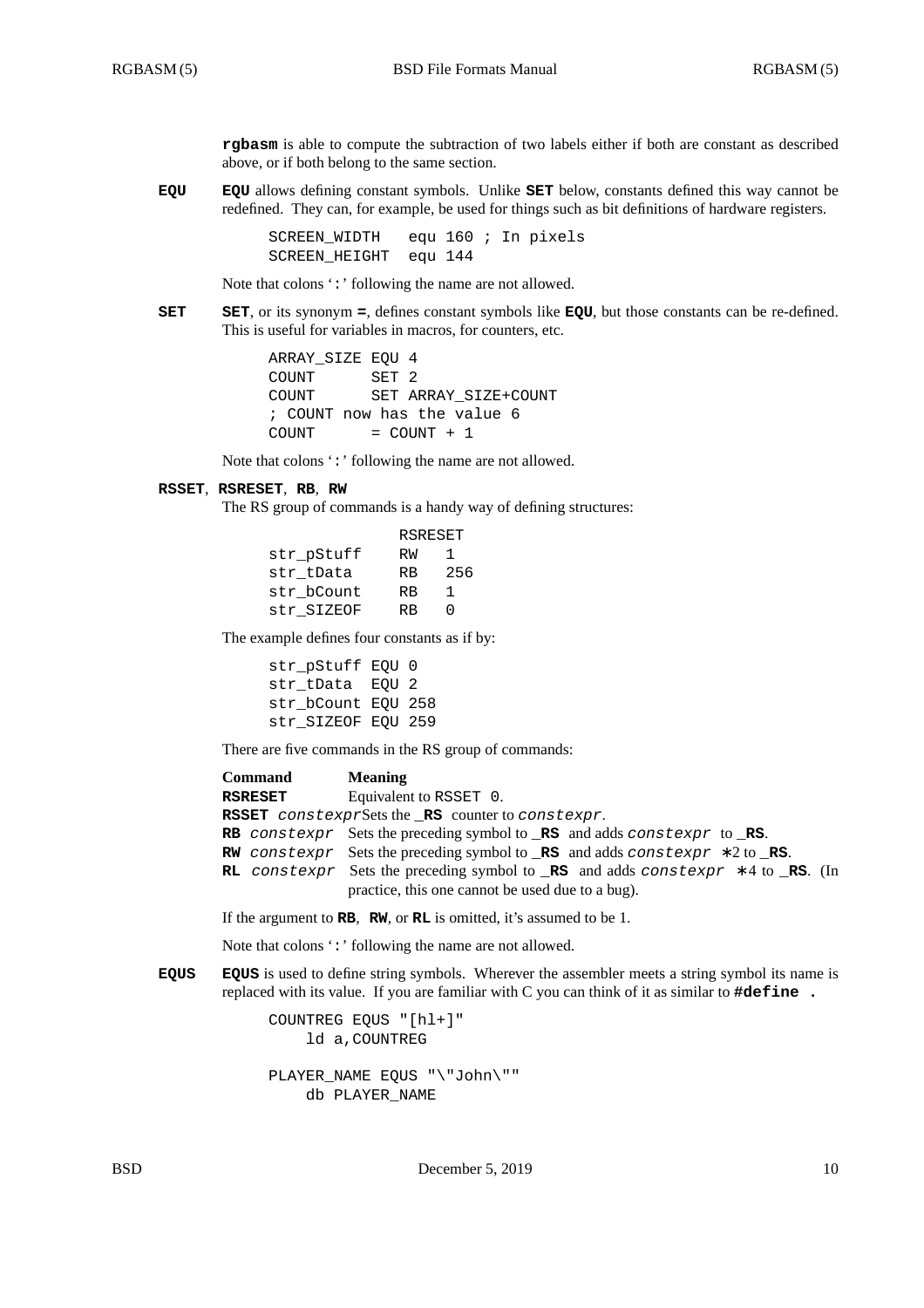**rgbasm** is able to compute the subtraction of two labels either if both are constant as described above, or if both belong to the same section.

**EQU** — **EQU** allows defining constant symbols. Unlike **SET** below, constants defined this way cannot be redefined. They can, for example, be used for things such as bit definitions of hardware registers.

```
SCREEN_WIDTH   equ 160 ; In pixels
SCREEN_HEIGHT  equ 144
```

Note that colons ':' following the name are not allowed.

**SET** — **SET**, or its synonym **=**, defines constant symbols like **EQU**, but those constants can be re-defined. This is useful for variables in macros, for counters, etc.

```
ARRAY_SIZE EQU 4
COUNT      SET 2
COUNT      SET ARRAY_SIZE+COUNT
; COUNT now has the value 6
COUNT      = COUNT + 1
```

Note that colons ':' following the name are not allowed.

**RSSET**, **RSRESET**, **RB**, **RW**

The RS group of commands is a handy way of defining structures:

```
              RSRESET
str_pStuff    RW   1
str_tData     RB   256
str_bCount    RB   1
str_SIZEOF    RB   0
```

The example defines four constants as if by:

```
str_pStuff EQU 0
str_tData  EQU 2
str_bCount EQU 258
str_SIZEOF EQU 259
```

There are five commands in the RS group of commands:

| Command | Meaning |
| --- | --- |
| **RSRESET** | Equivalent to `RSSET 0`. |
| **RSSET** *constexpr* | Sets the **_RS** counter to *constexpr*. |
| **RB** *constexpr* | Sets the preceding symbol to **_RS** and adds *constexpr* to **_RS**. |
| **RW** *constexpr* | Sets the preceding symbol to **_RS** and adds *constexpr* * 2 to **_RS**. |
| **RL** *constexpr* | Sets the preceding symbol to **_RS** and adds *constexpr* * 4 to **_RS**. (In practice, this one cannot be used due to a bug). |

If the argument to **RB**, **RW**, or **RL** is omitted, it's assumed to be 1.

Note that colons ':' following the name are not allowed.

**EQUS** — **EQUS** is used to define string symbols. Wherever the assembler meets a string symbol its name is replaced with its value. If you are familiar with C you can think of it as similar to **#define .**

```
COUNTREG EQUS "[hl+]"
    ld a,COUNTREG

PLAYER_NAME EQUS "\"John\""
    db PLAYER_NAME
```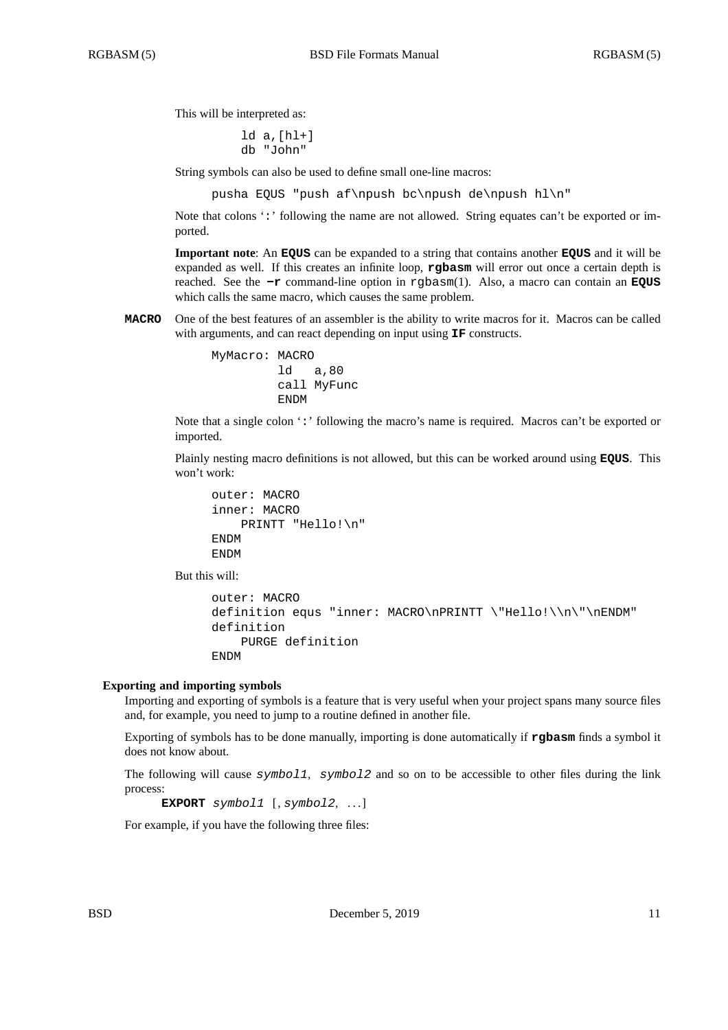This will be interpreted as:

```
ld a,[hl+]
db "John"
```

String symbols can also be used to define small one-line macros:

```
pusha EQUS "push af\npush bc\npush de\npush hl\n"
```

Note that colons ':' following the name are not allowed. String equates can't be exported or imported.

**Important note**: An **EQUS** can be expanded to a string that contains another **EQUS** and it will be expanded as well. If this creates an infinite loop, **rgbasm** will error out once a certain depth is reached. See the **−r** command-line option in rgbasm(1). Also, a macro can contain an **EQUS** which calls the same macro, which causes the same problem.

**MACRO** One of the best features of an assembler is the ability to write macros for it. Macros can be called with arguments, and can react depending on input using **IF** constructs.

```
MyMacro: MACRO
         ld   a,80
         call MyFunc
         ENDM
```

Note that a single colon ':' following the macro's name is required. Macros can't be exported or imported.

Plainly nesting macro definitions is not allowed, but this can be worked around using **EQUS**. This won't work:

```
outer: MACRO
inner: MACRO
    PRINTT "Hello!\n"
ENDM
ENDM
```

But this will:

```
outer: MACRO
definition equs "inner: MACRO\nPRINTT \"Hello!\\n\"\nENDM"
definition
    PURGE definition
ENDM
```

### Exporting and importing symbols

Importing and exporting of symbols is a feature that is very useful when your project spans many source files and, for example, you need to jump to a routine defined in another file.

Exporting of symbols has to be done manually, importing is done automatically if **rgbasm** finds a symbol it does not know about.

The following will cause *symbol1*, *symbol2* and so on to be accessible to other files during the link process:

**EXPORT** *symbol1* [, *symbol2*, ...]

For example, if you have the following three files: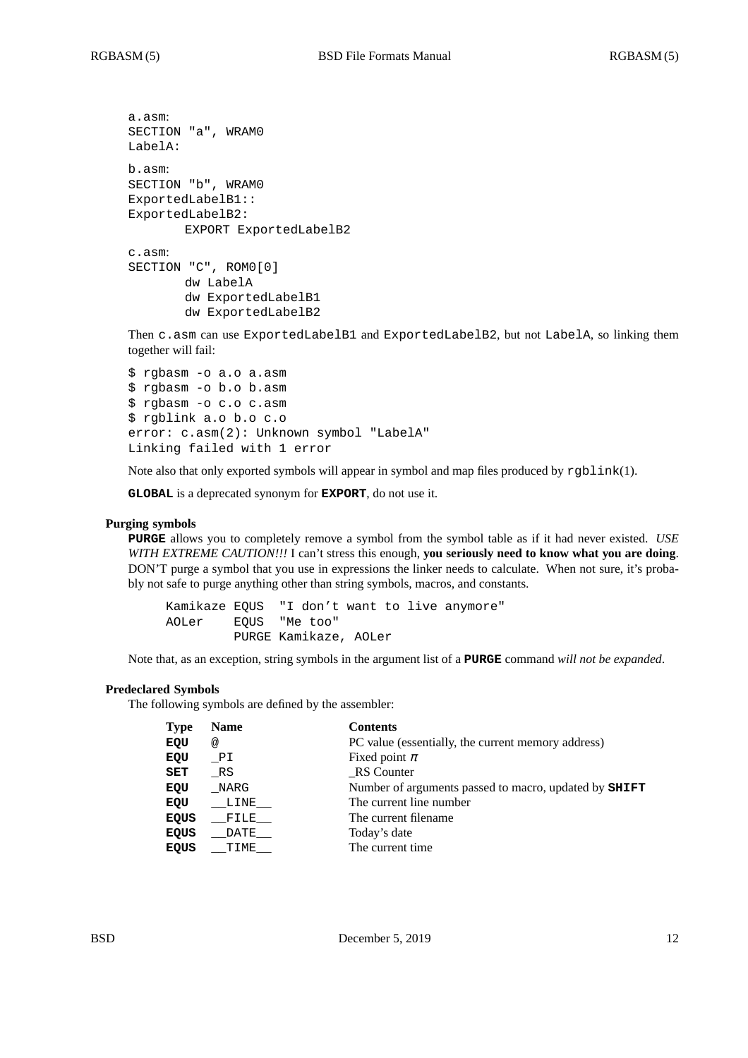a.asm:
```
SECTION "a", WRAM0
LabelA:
```

b.asm:
```
SECTION "b", WRAM0
ExportedLabelB1::
ExportedLabelB2:
        EXPORT ExportedLabelB2
```

c.asm:
```
SECTION "C", ROM0[0]
        dw LabelA
        dw ExportedLabelB1
        dw ExportedLabelB2
```

Then `c.asm` can use `ExportedLabelB1` and `ExportedLabelB2`, but not `LabelA`, so linking them together will fail:

```
$ rgbasm -o a.o a.asm
$ rgbasm -o b.o b.asm
$ rgbasm -o c.o c.asm
$ rgblink a.o b.o c.o
error: c.asm(2): Unknown symbol "LabelA"
Linking failed with 1 error
```

Note also that only exported symbols will appear in symbol and map files produced by `rgblink`(1).

**GLOBAL** is a deprecated synonym for **EXPORT**, do not use it.

### Purging symbols

**PURGE** allows you to completely remove a symbol from the symbol table as if it had never existed. *USE WITH EXTREME CAUTION!!!* I can't stress this enough, **you seriously need to know what you are doing**. DON'T purge a symbol that you use in expressions the linker needs to calculate. When not sure, it's probably not safe to purge anything other than string symbols, macros, and constants.

```
Kamikaze EQUS  "I don't want to live anymore"
AOLer    EQUS  "Me too"
         PURGE Kamikaze, AOLer
```

Note that, as an exception, string symbols in the argument list of a **PURGE** command *will not be expanded*.

### Predeclared Symbols

The following symbols are defined by the assembler:

| Type | Name | Contents |
|---|---|---|
| **EQU** | `@` | PC value (essentially, the current memory address) |
| **EQU** | `_PI` | Fixed point $\pi$ |
| **SET** | `_RS` | _RS Counter |
| **EQU** | `_NARG` | Number of arguments passed to macro, updated by **SHIFT** |
| **EQU** | `__LINE__` | The current line number |
| **EQUS** | `__FILE__` | The current filename |
| **EQUS** | `__DATE__` | Today's date |
| **EQUS** | `__TIME__` | The current time |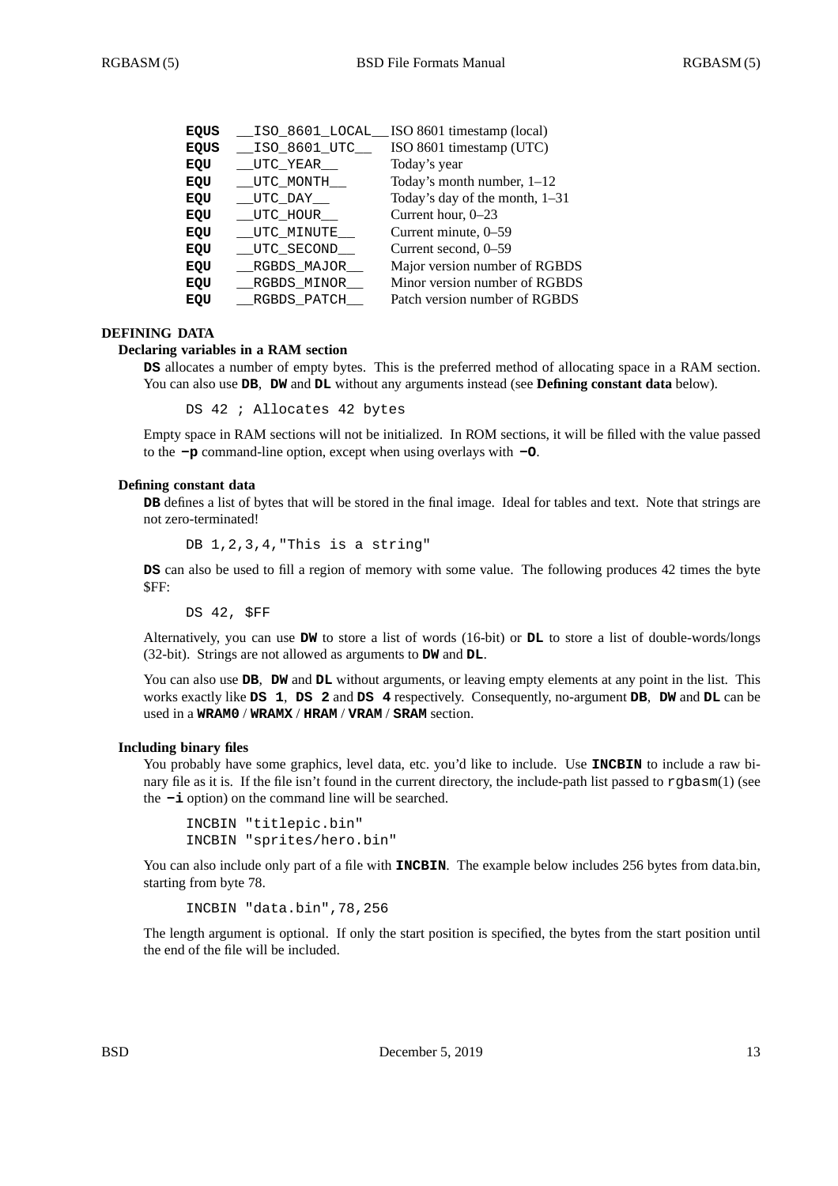| | | |
|---|---|---|
| **EQUS** | `__ISO_8601_LOCAL__` | ISO 8601 timestamp (local) |
| **EQUS** | `__ISO_8601_UTC__` | ISO 8601 timestamp (UTC) |
| **EQU** | `__UTC_YEAR__` | Today's year |
| **EQU** | `__UTC_MONTH__` | Today's month number, 1–12 |
| **EQU** | `__UTC_DAY__` | Today's day of the month, 1–31 |
| **EQU** | `__UTC_HOUR__` | Current hour, 0–23 |
| **EQU** | `__UTC_MINUTE__` | Current minute, 0–59 |
| **EQU** | `__UTC_SECOND__` | Current second, 0–59 |
| **EQU** | `__RGBDS_MAJOR__` | Major version number of RGBDS |
| **EQU** | `__RGBDS_MINOR__` | Minor version number of RGBDS |
| **EQU** | `__RGBDS_PATCH__` | Patch version number of RGBDS |

## DEFINING DATA

### Declaring variables in a RAM section

**DS** allocates a number of empty bytes. This is the preferred method of allocating space in a RAM section. You can also use **DB**, **DW** and **DL** without any arguments instead (see **Defining constant data** below).

```
DS 42 ; Allocates 42 bytes
```

Empty space in RAM sections will not be initialized. In ROM sections, it will be filled with the value passed to the **−p** command-line option, except when using overlays with **−O**.

### Defining constant data

**DB** defines a list of bytes that will be stored in the final image. Ideal for tables and text. Note that strings are not zero-terminated!

```
DB 1,2,3,4,"This is a string"
```

**DS** can also be used to fill a region of memory with some value. The following produces 42 times the byte $FF:

```
DS 42, $FF
```

Alternatively, you can use **DW** to store a list of words (16-bit) or **DL** to store a list of double-words/longs (32-bit). Strings are not allowed as arguments to **DW** and **DL**.

You can also use **DB**, **DW** and **DL** without arguments, or leaving empty elements at any point in the list. This works exactly like **DS 1**, **DS 2** and **DS 4** respectively. Consequently, no-argument **DB**, **DW** and **DL** can be used in a **WRAM0** / **WRAMX** / **HRAM** / **VRAM** / **SRAM** section.

### Including binary files

You probably have some graphics, level data, etc. you'd like to include. Use **INCBIN** to include a raw binary file as it is. If the file isn't found in the current directory, the include-path list passed to rgbasm(1) (see the **−i** option) on the command line will be searched.

```
INCBIN "titlepic.bin"
INCBIN "sprites/hero.bin"
```

You can also include only part of a file with **INCBIN**. The example below includes 256 bytes from data.bin, starting from byte 78.

```
INCBIN "data.bin",78,256
```

The length argument is optional. If only the start position is specified, the bytes from the start position until the end of the file will be included.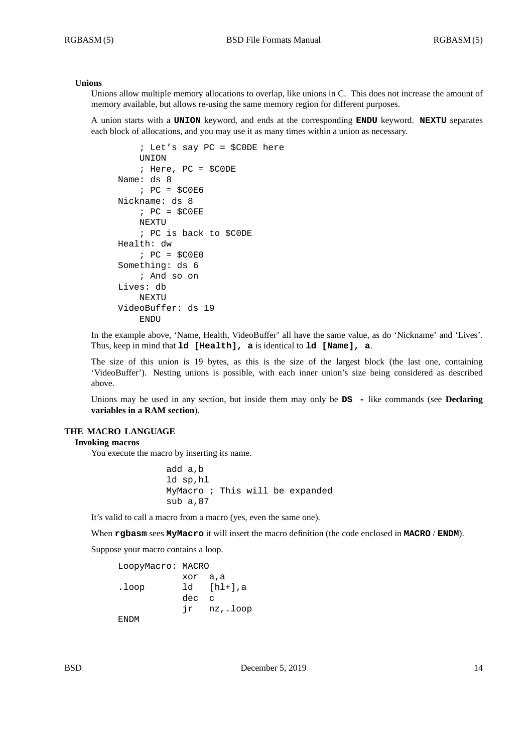### Unions

Unions allow multiple memory allocations to overlap, like unions in C. This does not increase the amount of memory available, but allows re-using the same memory region for different purposes.

A union starts with a **UNION** keyword, and ends at the corresponding **ENDU** keyword. **NEXTU** separates each block of allocations, and you may use it as many times within a union as necessary.

```
    ; Let's say PC = $C0DE here
    UNION
    ; Here, PC = $C0DE
Name: ds 8
    ; PC = $C0E6
Nickname: ds 8
    ; PC = $C0EE
    NEXTU
    ; PC is back to $C0DE
Health: dw
    ; PC = $C0E0
Something: ds 6
    ; And so on
Lives: db
    NEXTU
VideoBuffer: ds 19
    ENDU
```

In the example above, 'Name, Health, VideoBuffer' all have the same value, as do 'Nickname' and 'Lives'. Thus, keep in mind that **ld [Health], a** is identical to **ld [Name], a**.

The size of this union is 19 bytes, as this is the size of the largest block (the last one, containing 'VideoBuffer'). Nesting unions is possible, with each inner union's size being considered as described above.

Unions may be used in any section, but inside them may only be **DS -** like commands (see **Declaring variables in a RAM section**).

## THE MACRO LANGUAGE

### Invoking macros

You execute the macro by inserting its name.

```
        add a,b
        ld sp,hl
        MyMacro ; This will be expanded
        sub a,87
```

It's valid to call a macro from a macro (yes, even the same one).

When **rgbasm** sees **MyMacro** it will insert the macro definition (the code enclosed in **MACRO** / **ENDM**).

Suppose your macro contains a loop.

```
LoopyMacro: MACRO
            xor  a,a
.loop       ld   [hl+],a
            dec  c
            jr   nz,.loop
ENDM
```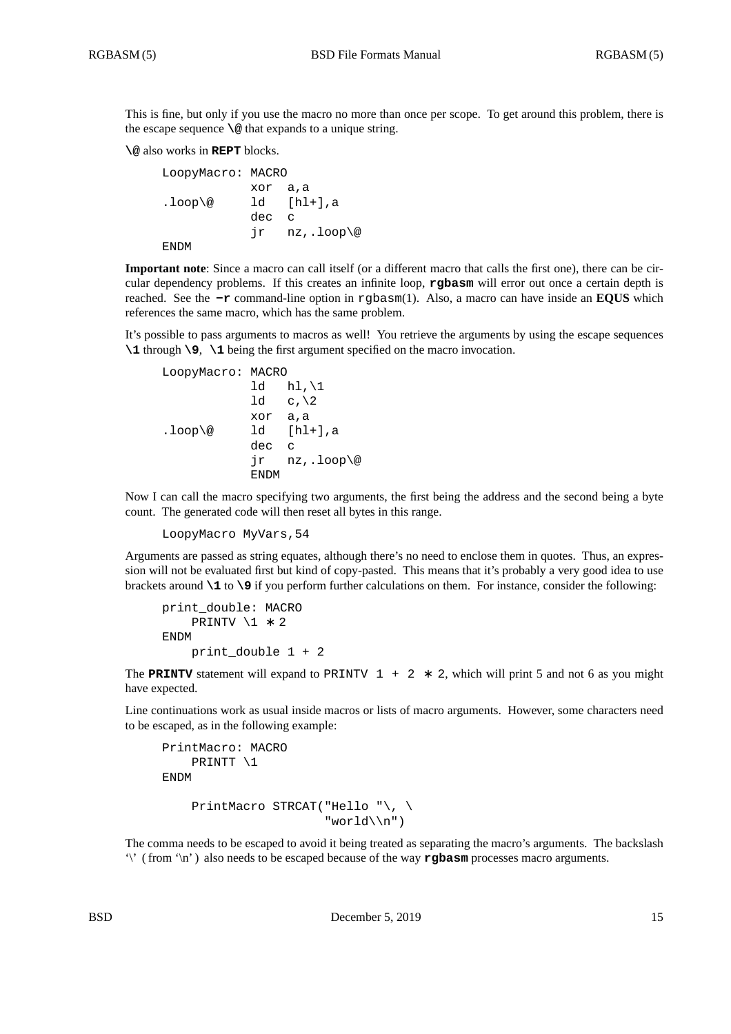This is fine, but only if you use the macro no more than once per scope. To get around this problem, there is the escape sequence **\@** that expands to a unique string.

**\@** also works in **REPT** blocks.

```
LoopyMacro: MACRO
            xor  a,a
.loop\@     ld   [hl+],a
            dec  c
            jr   nz,.loop\@
ENDM
```

**Important note**: Since a macro can call itself (or a different macro that calls the first one), there can be circular dependency problems. If this creates an infinite loop, **rgbasm** will error out once a certain depth is reached. See the **−r** command-line option in rgbasm(1). Also, a macro can have inside an **EQUS** which references the same macro, which has the same problem.

It's possible to pass arguments to macros as well! You retrieve the arguments by using the escape sequences **\1** through **\9**, **\1** being the first argument specified on the macro invocation.

```
LoopyMacro: MACRO
            ld   hl,\1
            ld   c,\2
            xor  a,a
.loop\@     ld   [hl+],a
            dec  c
            jr   nz,.loop\@
            ENDM
```

Now I can call the macro specifying two arguments, the first being the address and the second being a byte count. The generated code will then reset all bytes in this range.

```
LoopyMacro MyVars,54
```

Arguments are passed as string equates, although there's no need to enclose them in quotes. Thus, an expression will not be evaluated first but kind of copy-pasted. This means that it's probably a very good idea to use brackets around **\1** to **\9** if you perform further calculations on them. For instance, consider the following:

```
print_double: MACRO
    PRINTV \1 * 2
ENDM
    print_double 1 + 2
```

The **PRINTV** statement will expand to `PRINTV 1 + 2 * 2`, which will print 5 and not 6 as you might have expected.

Line continuations work as usual inside macros or lists of macro arguments. However, some characters need to be escaped, as in the following example:

```
PrintMacro: MACRO
    PRINTT \1
ENDM

    PrintMacro STRCAT("Hello "\, \
                      "world\\n")
```

The comma needs to be escaped to avoid it being treated as separating the macro's arguments. The backslash '\' (from '\n') also needs to be escaped because of the way **rgbasm** processes macro arguments.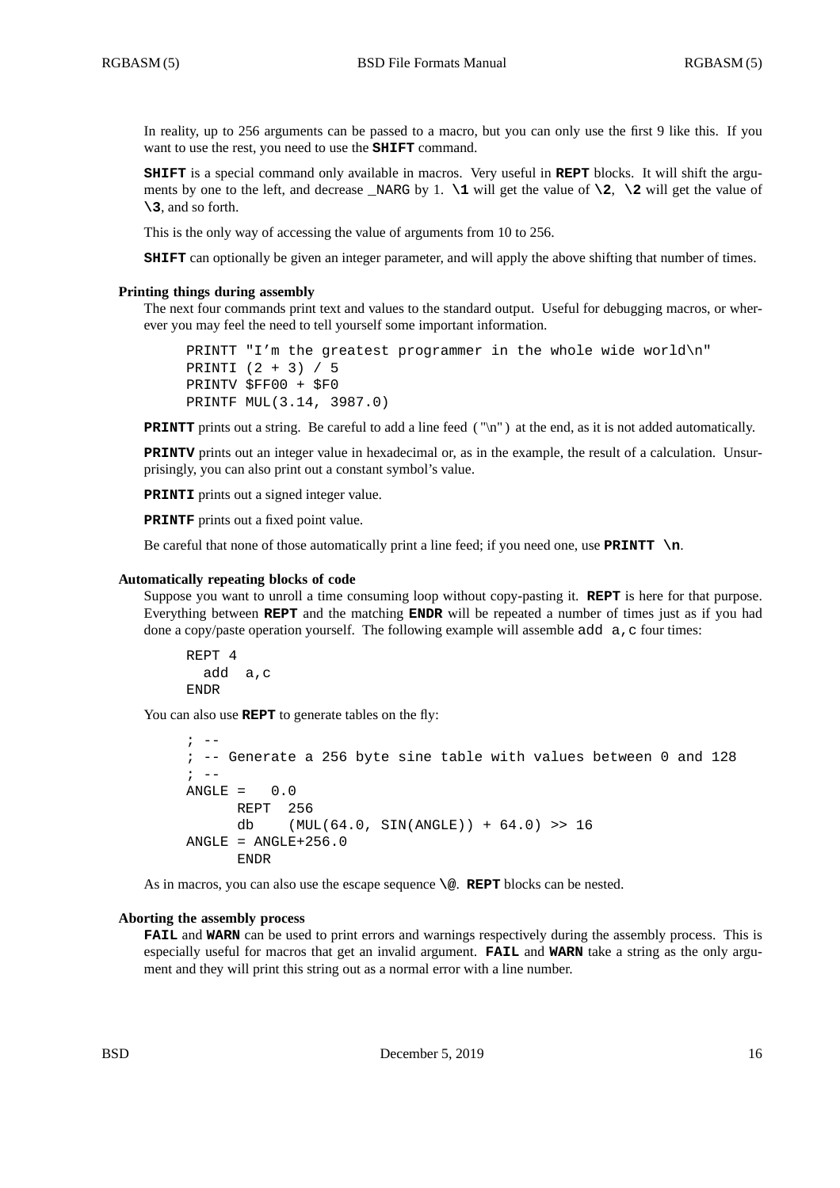In reality, up to 256 arguments can be passed to a macro, but you can only use the first 9 like this. If you want to use the rest, you need to use the **SHIFT** command.

**SHIFT** is a special command only available in macros. Very useful in **REPT** blocks. It will shift the arguments by one to the left, and decrease _NARG by 1. **\1** will get the value of **\2**, **\2** will get the value of **\3**, and so forth.

This is the only way of accessing the value of arguments from 10 to 256.

**SHIFT** can optionally be given an integer parameter, and will apply the above shifting that number of times.

### Printing things during assembly

The next four commands print text and values to the standard output. Useful for debugging macros, or wherever you may feel the need to tell yourself some important information.

```
PRINTT "I'm the greatest programmer in the whole wide world\n"
PRINTI (2 + 3) / 5
PRINTV $FF00 + $F0
PRINTF MUL(3.14, 3987.0)
```

**PRINTT** prints out a string. Be careful to add a line feed ("\n") at the end, as it is not added automatically.

**PRINTV** prints out an integer value in hexadecimal or, as in the example, the result of a calculation. Unsurprisingly, you can also print out a constant symbol's value.

**PRINTI** prints out a signed integer value.

**PRINTF** prints out a fixed point value.

Be careful that none of those automatically print a line feed; if you need one, use **PRINTT \n**.

### Automatically repeating blocks of code

Suppose you want to unroll a time consuming loop without copy-pasting it. **REPT** is here for that purpose. Everything between **REPT** and the matching **ENDR** will be repeated a number of times just as if you had done a copy/paste operation yourself. The following example will assemble `add a,c` four times:

```
REPT 4
  add  a,c
ENDR
```

You can also use **REPT** to generate tables on the fly:

```
; --
; -- Generate a 256 byte sine table with values between 0 and 128
; --
ANGLE =   0.0
      REPT  256
      db    (MUL(64.0, SIN(ANGLE)) + 64.0) >> 16
ANGLE = ANGLE+256.0
      ENDR
```

As in macros, you can also use the escape sequence **\@**. **REPT** blocks can be nested.

### Aborting the assembly process

**FAIL** and **WARN** can be used to print errors and warnings respectively during the assembly process. This is especially useful for macros that get an invalid argument. **FAIL** and **WARN** take a string as the only argument and they will print this string out as a normal error with a line number.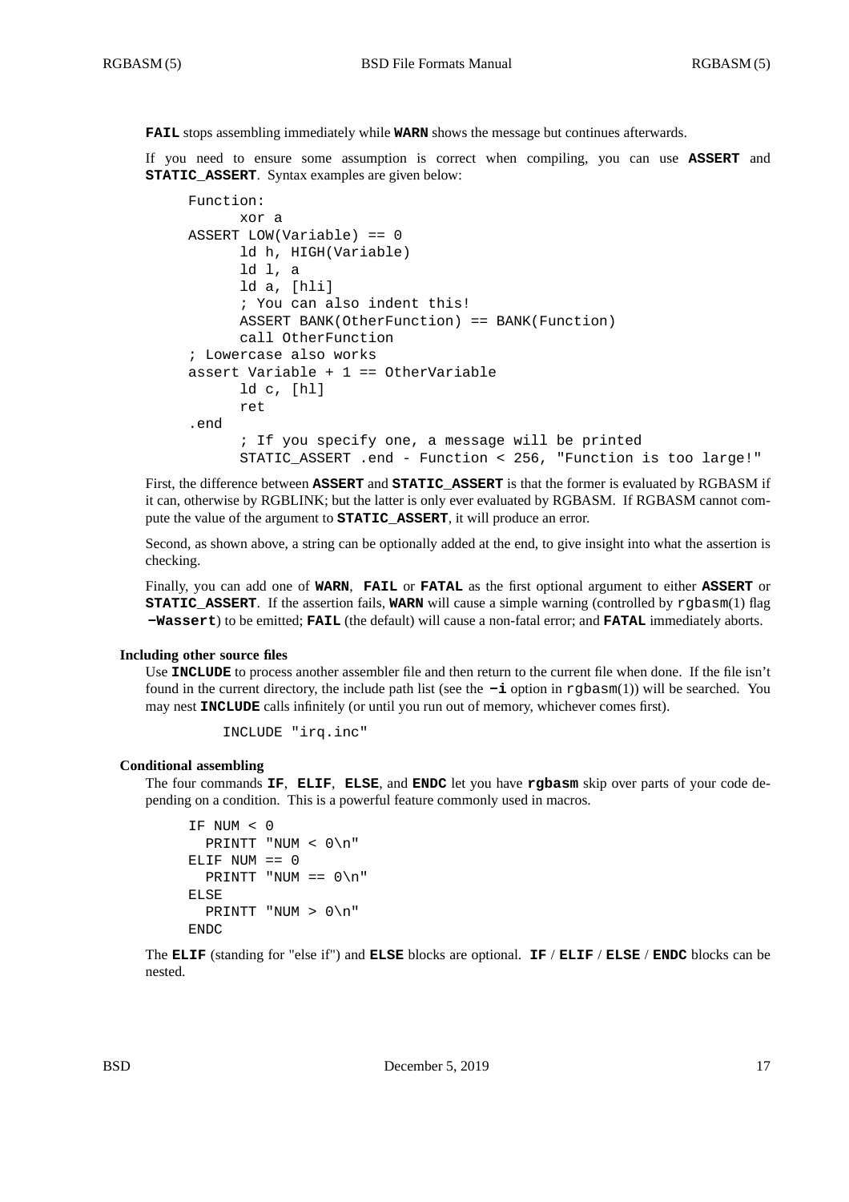**FAIL** stops assembling immediately while **WARN** shows the message but continues afterwards.

If you need to ensure some assumption is correct when compiling, you can use **ASSERT** and **STATIC_ASSERT**. Syntax examples are given below:

```
Function:
      xor a
ASSERT LOW(Variable) == 0
      ld h, HIGH(Variable)
      ld l, a
      ld a, [hli]
      ; You can also indent this!
      ASSERT BANK(OtherFunction) == BANK(Function)
      call OtherFunction
; Lowercase also works
assert Variable + 1 == OtherVariable
      ld c, [hl]
      ret
.end
      ; If you specify one, a message will be printed
      STATIC_ASSERT .end - Function < 256, "Function is too large!"
```

First, the difference between **ASSERT** and **STATIC_ASSERT** is that the former is evaluated by RGBASM if it can, otherwise by RGBLINK; but the latter is only ever evaluated by RGBASM. If RGBASM cannot compute the value of the argument to **STATIC_ASSERT**, it will produce an error.

Second, as shown above, a string can be optionally added at the end, to give insight into what the assertion is checking.

Finally, you can add one of **WARN**, **FAIL** or **FATAL** as the first optional argument to either **ASSERT** or **STATIC_ASSERT**. If the assertion fails, **WARN** will cause a simple warning (controlled by rgbasm(1) flag **−Wassert**) to be emitted; **FAIL** (the default) will cause a non-fatal error; and **FATAL** immediately aborts.

### Including other source files

Use **INCLUDE** to process another assembler file and then return to the current file when done. If the file isn't found in the current directory, the include path list (see the **−i** option in rgbasm(1)) will be searched. You may nest **INCLUDE** calls infinitely (or until you run out of memory, whichever comes first).

```
INCLUDE "irq.inc"
```

### Conditional assembling

The four commands **IF**, **ELIF**, **ELSE**, and **ENDC** let you have **rgbasm** skip over parts of your code depending on a condition. This is a powerful feature commonly used in macros.

```
IF NUM < 0
  PRINTT "NUM < 0\n"
ELIF NUM == 0
  PRINTT "NUM == 0\n"
ELSE
  PRINTT "NUM > 0\n"
ENDC
```

The **ELIF** (standing for "else if") and **ELSE** blocks are optional. **IF** / **ELIF** / **ELSE** / **ENDC** blocks can be nested.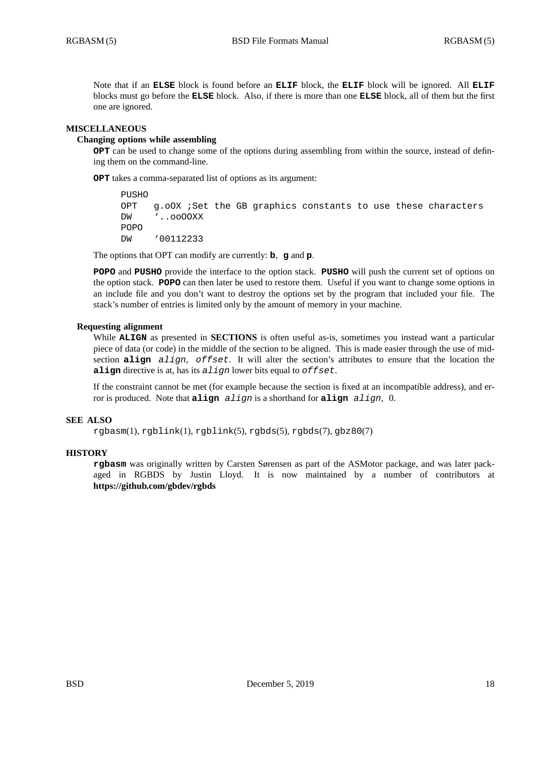Note that if an **ELSE** block is found before an **ELIF** block, the **ELIF** block will be ignored. All **ELIF** blocks must go before the **ELSE** block. Also, if there is more than one **ELSE** block, all of them but the first one are ignored.

## MISCELLANEOUS

### Changing options while assembling

**OPT** can be used to change some of the options during assembling from within the source, instead of defining them on the command-line.

**OPT** takes a comma-separated list of options as its argument:

```
PUSHO
OPT   g.oOX ;Set the GB graphics constants to use these characters
DW    `..ooOOXX
POPO
DW    `00112233
```

The options that OPT can modify are currently: **b**, **g** and **p**.

**POPO** and **PUSHO** provide the interface to the option stack. **PUSHO** will push the current set of options on the option stack. **POPO** can then later be used to restore them. Useful if you want to change some options in an include file and you don't want to destroy the options set by the program that included your file. The stack's number of entries is limited only by the amount of memory in your machine.

### Requesting alignment

While **ALIGN** as presented in **SECTIONS** is often useful as-is, sometimes you instead want a particular piece of data (or code) in the middle of the section to be aligned. This is made easier through the use of mid-section **align** *align*, *offset*. It will alter the section's attributes to ensure that the location the **align** directive is at, has its *align* lower bits equal to *offset*.

If the constraint cannot be met (for example because the section is fixed at an incompatible address), and error is produced. Note that **align** *align* is a shorthand for **align** *align*, 0.

## SEE ALSO

rgbasm(1), rgblink(1), rgblink(5), rgbds(5), rgbds(7), gbz80(7)

## HISTORY

**rgbasm** was originally written by Carsten Sørensen as part of the ASMotor package, and was later packaged in RGBDS by Justin Lloyd. It is now maintained by a number of contributors at **https://github.com/gbdev/rgbds**